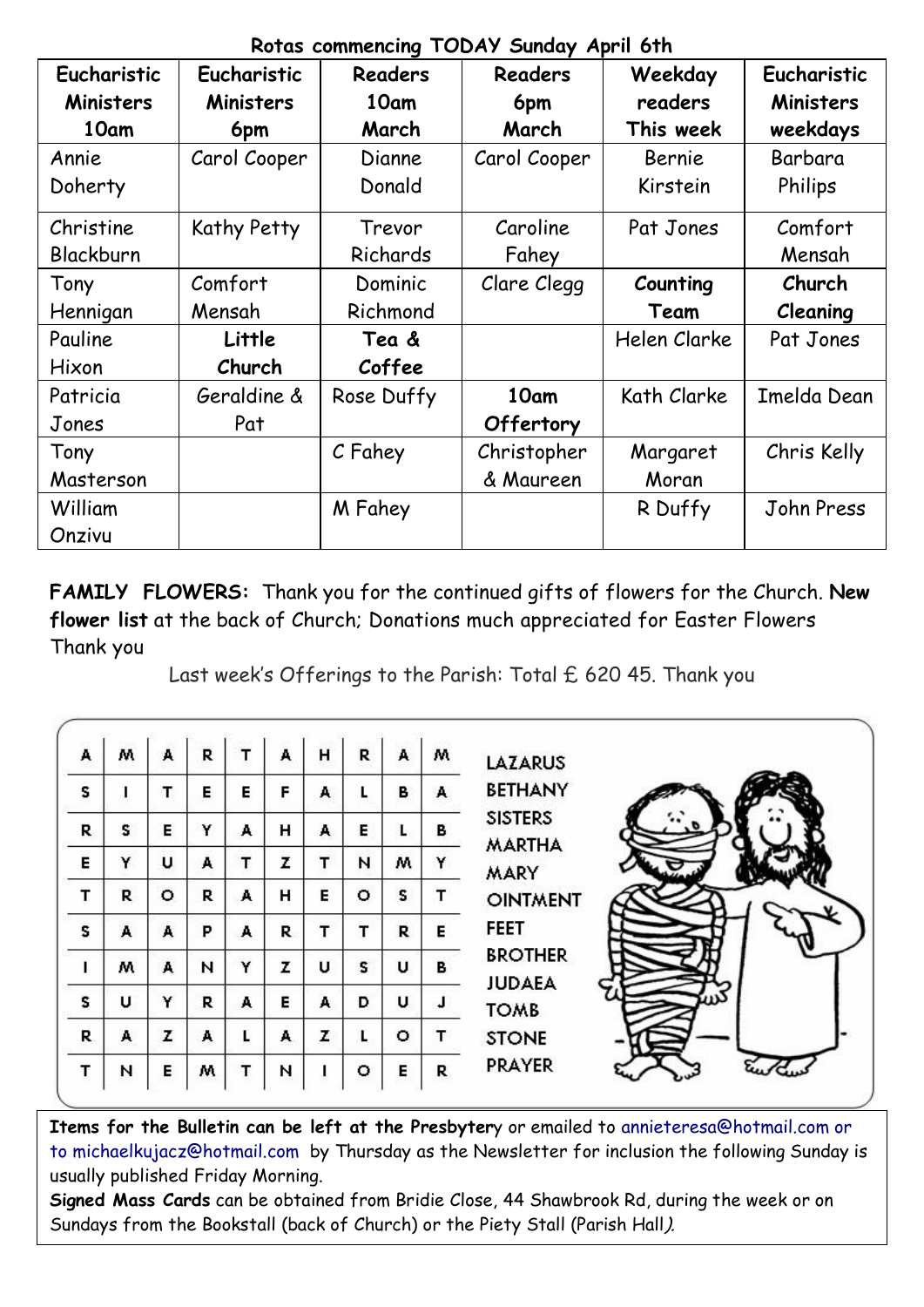**Rotas commencing TODAY Sunday April 6th**

| Eucharistic Ministers 10am | Eucharistic Ministers 6pm | Readers 10am March | Readers 6pm March | Weekday readers This week | Eucharistic Ministers weekdays |
|---|---|---|---|---|---|
| Annie Doherty | Carol Cooper | Dianne Donald | Carol Cooper | Bernie Kirstein | Barbara Philips |
| Christine Blackburn | Kathy Petty | Trevor Richards | Caroline Fahey | Pat Jones | Comfort Mensah |
| Tony Hennigan | Comfort Mensah | Dominic Richmond | Clare Clegg | **Counting Team** | **Church Cleaning** |
| Pauline Hixon | **Little Church** | **Tea & Coffee** | | Helen Clarke | Pat Jones |
| Patricia Jones | Geraldine & Pat | Rose Duffy | **10am Offertory** | Kath Clarke | Imelda Dean |
| Tony Masterson | | C Fahey | Christopher & Maureen | Margaret Moran | Chris Kelly |
| William Onzivu | | M Fahey | | R Duffy | John Press |

**FAMILY FLOWERS:** Thank you for the continued gifts of flowers for the Church. **New flower list** at the back of Church; Donations much appreciated for Easter Flowers Thank you

Last week's Offerings to the Parish: Total £ 620 45. Thank you

| | | | | | | | | | |
|---|---|---|---|---|---|---|---|---|---|
| A | M | A | R | T | A | H | R | A | M |
| S | I | T | E | E | F | A | L | B | A |
| R | S | E | Y | A | H | A | E | L | B |
| E | Y | U | A | T | Z | T | N | M | Y |
| T | R | O | R | A | H | E | O | S | T |
| S | A | A | P | A | R | T | T | R | E |
| I | M | A | N | Y | Z | U | S | U | B |
| S | U | Y | R | A | E | A | D | U | J |
| R | A | Z | A | L | A | Z | L | O | T |
| T | N | E | M | T | N | I | O | E | R |

LAZARUS
BETHANY
SISTERS
MARTHA
MARY
OINTMENT
FEET
BROTHER
JUDAEA
TOMB
STONE
PRAYER

**Items for the Bulletin can be left at the Presbytery** or emailed to annieteresa@hotmail.com or to michaelkujacz@hotmail.com by Thursday as the Newsletter for inclusion the following Sunday is usually published Friday Morning.

**Signed Mass Cards** can be obtained from Bridie Close, 44 Shawbrook Rd, during the week or on Sundays from the Bookstall (back of Church) or the Piety Stall (Parish Hall).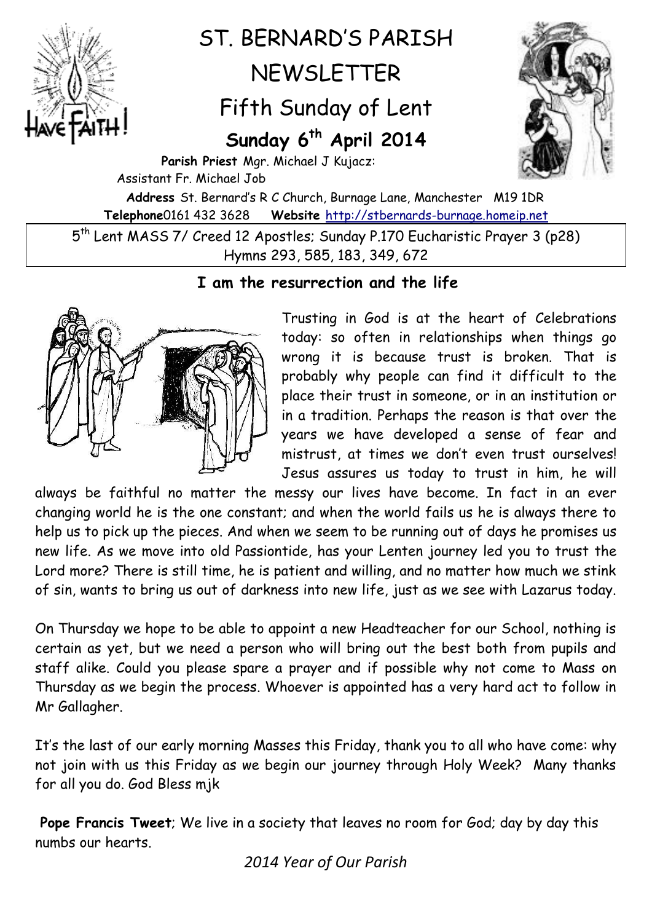# ST. BERNARD'S PARISH NEWSLETTER

## Fifth Sunday of Lent

### Sunday 6th April 2014

**Parish Priest** Mgr. Michael J Kujacz:
Assistant Fr. Michael Job

**Address** St. Bernard's R C Church, Burnage Lane, Manchester M19 1DR
**Telephone**0161 432 3628 **Website** http://stbernards-burnage.homeip.net

5th Lent MASS 7/ Creed 12 Apostles; Sunday P.170 Eucharistic Prayer 3 (p28)
Hymns 293, 585, 183, 349, 672

### I am the resurrection and the life

Trusting in God is at the heart of Celebrations today: so often in relationships when things go wrong it is because trust is broken. That is probably why people can find it difficult to the place their trust in someone, or in an institution or in a tradition. Perhaps the reason is that over the years we have developed a sense of fear and mistrust, at times we don't even trust ourselves! Jesus assures us today to trust in him, he will always be faithful no matter the messy our lives have become. In fact in an ever changing world he is the one constant; and when the world fails us he is always there to help us to pick up the pieces. And when we seem to be running out of days he promises us new life. As we move into old Passiontide, has your Lenten journey led you to trust the Lord more? There is still time, he is patient and willing, and no matter how much we stink of sin, wants to bring us out of darkness into new life, just as we see with Lazarus today.

On Thursday we hope to be able to appoint a new Headteacher for our School, nothing is certain as yet, but we need a person who will bring out the best both from pupils and staff alike. Could you please spare a prayer and if possible why not come to Mass on Thursday as we begin the process. Whoever is appointed has a very hard act to follow in Mr Gallagher.

It's the last of our early morning Masses this Friday, thank you to all who have come: why not join with us this Friday as we begin our journey through Holy Week? Many thanks for all you do. God Bless mjk

**Pope Francis Tweet**; We live in a society that leaves no room for God; day by day this numbs our hearts.

*2014 Year of Our Parish*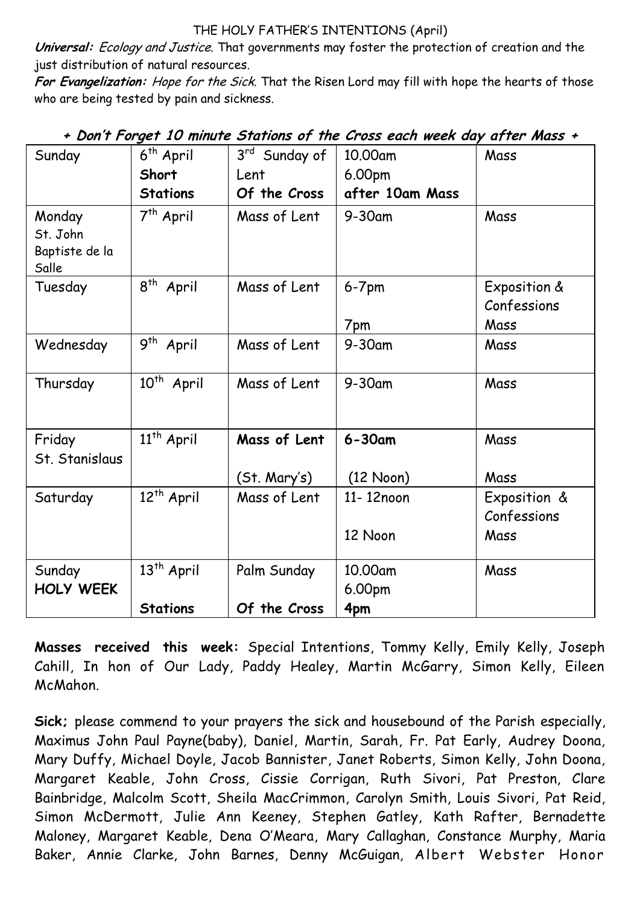THE HOLY FATHER'S INTENTIONS (April)

***Universal:*** *Ecology and Justice.* That governments may foster the protection of creation and the just distribution of natural resources.

***For Evangelization:*** *Hope for the Sick.* That the Risen Lord may fill with hope the hearts of those who are being tested by pain and sickness.

***+ Don't Forget 10 minute Stations of the Cross each week day after Mass +***

| Sunday | 6th April<br>**Short**<br>**Stations** | 3rd Sunday of Lent<br>**Of the Cross** | 10.00am<br>6.00pm<br>**after 10am Mass** | Mass |
|---|---|---|---|---|
| Monday<br>St. John Baptiste de la Salle | 7th April | Mass of Lent | 9-30am | Mass |
| Tuesday | 8th April | Mass of Lent | 6-7pm<br><br>7pm | Exposition & Confessions<br>Mass |
| Wednesday | 9th April | Mass of Lent | 9-30am | Mass |
| Thursday | 10th April | Mass of Lent | 9-30am | Mass |
| Friday<br>St. Stanislaus | 11th April | **Mass of Lent**<br><br>(St. Mary's) | **6-30am**<br><br>(12 Noon) | Mass<br><br>Mass |
| Saturday | 12th April | Mass of Lent | 11- 12noon<br><br>12 Noon | Exposition & Confessions<br>Mass |
| Sunday<br>**HOLY WEEK** | 13th April<br><br>**Stations** | Palm Sunday<br><br>**Of the Cross** | 10.00am<br>6.00pm<br>**4pm** | Mass |

**Masses received this week:** Special Intentions, Tommy Kelly, Emily Kelly, Joseph Cahill, In hon of Our Lady, Paddy Healey, Martin McGarry, Simon Kelly, Eileen McMahon.

**Sick;** please commend to your prayers the sick and housebound of the Parish especially, Maximus John Paul Payne(baby), Daniel, Martin, Sarah, Fr. Pat Early, Audrey Doona, Mary Duffy, Michael Doyle, Jacob Bannister, Janet Roberts, Simon Kelly, John Doona, Margaret Keable, John Cross, Cissie Corrigan, Ruth Sivori, Pat Preston, Clare Bainbridge, Malcolm Scott, Sheila MacCrimmon, Carolyn Smith, Louis Sivori, Pat Reid, Simon McDermott, Julie Ann Keeney, Stephen Gatley, Kath Rafter, Bernadette Maloney, Margaret Keable, Dena O'Meara, Mary Callaghan, Constance Murphy, Maria Baker, Annie Clarke, John Barnes, Denny McGuigan, Albert Webster Honor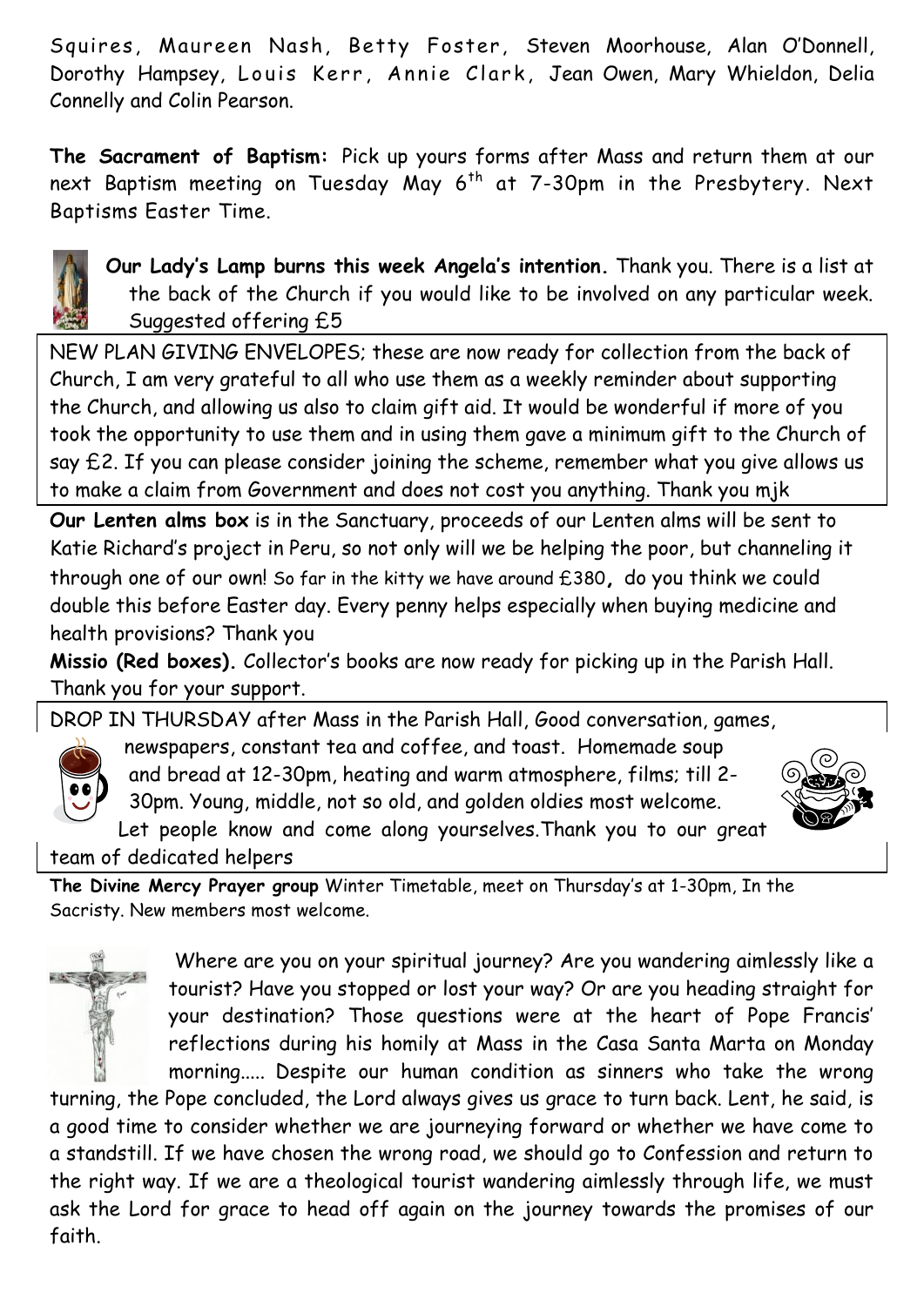Squires, Maureen Nash, Betty Foster, Steven Moorhouse, Alan O'Donnell, Dorothy Hampsey, Louis Kerr, Annie Clark, Jean Owen, Mary Whieldon, Delia Connelly and Colin Pearson.

**The Sacrament of Baptism:** Pick up yours forms after Mass and return them at our next Baptism meeting on Tuesday May 6th at 7-30pm in the Presbytery. Next Baptisms Easter Time.

**Our Lady's Lamp burns this week Angela's intention.** Thank you. There is a list at the back of the Church if you would like to be involved on any particular week. Suggested offering £5

NEW PLAN GIVING ENVELOPES; these are now ready for collection from the back of Church, I am very grateful to all who use them as a weekly reminder about supporting the Church, and allowing us also to claim gift aid. It would be wonderful if more of you took the opportunity to use them and in using them gave a minimum gift to the Church of say £2. If you can please consider joining the scheme, remember what you give allows us to make a claim from Government and does not cost you anything. Thank you mjk

**Our Lenten alms box** is in the Sanctuary, proceeds of our Lenten alms will be sent to Katie Richard's project in Peru, so not only will we be helping the poor, but channeling it through one of our own! So far in the kitty we have around £380, do you think we could double this before Easter day. Every penny helps especially when buying medicine and health provisions? Thank you

**Missio (Red boxes).** Collector's books are now ready for picking up in the Parish Hall. Thank you for your support.

DROP IN THURSDAY after Mass in the Parish Hall, Good conversation, games, newspapers, constant tea and coffee, and toast. Homemade soup and bread at 12-30pm, heating and warm atmosphere, films; till 2-30pm. Young, middle, not so old, and golden oldies most welcome. Let people know and come along yourselves.Thank you to our great team of dedicated helpers

**The Divine Mercy Prayer group** Winter Timetable, meet on Thursday's at 1-30pm, In the Sacristy. New members most welcome.

Where are you on your spiritual journey? Are you wandering aimlessly like a tourist? Have you stopped or lost your way? Or are you heading straight for your destination? Those questions were at the heart of Pope Francis' reflections during his homily at Mass in the Casa Santa Marta on Monday morning..... Despite our human condition as sinners who take the wrong turning, the Pope concluded, the Lord always gives us grace to turn back. Lent, he said, is a good time to consider whether we are journeying forward or whether we have come to a standstill. If we have chosen the wrong road, we should go to Confession and return to the right way. If we are a theological tourist wandering aimlessly through life, we must ask the Lord for grace to head off again on the journey towards the promises of our faith.